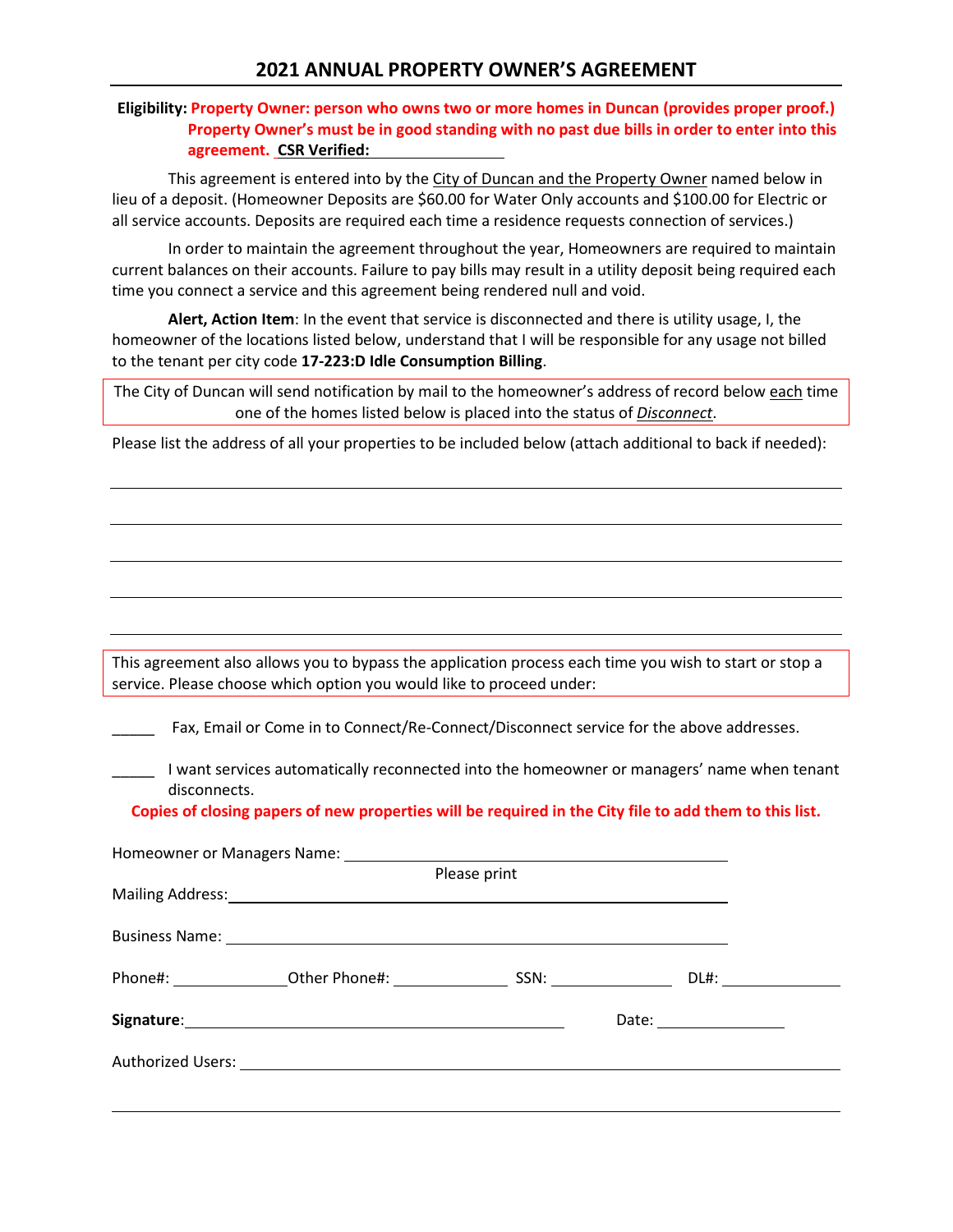# 2021 ANNUAL PROPERTY OWNER'S AGREEMENT

**Eligibility: Property Owner: person who owns two or more homes in Duncan (provides proper proof.) Property Owner's must be in good standing with no past due bills in order to enter into this agreement. CSR Verified:** ________________

This agreement is entered into by the City of Duncan and the Property Owner named below in lieu of a deposit. (Homeowner Deposits are $60.00 for Water Only accounts and $100.00 for Electric or all service accounts. Deposits are required each time a residence requests connection of services.)

In order to maintain the agreement throughout the year, Homeowners are required to maintain current balances on their accounts. Failure to pay bills may result in a utility deposit being required each time you connect a service and this agreement being rendered null and void.

**Alert, Action Item**: In the event that service is disconnected and there is utility usage, I, the homeowner of the locations listed below, understand that I will be responsible for any usage not billed to the tenant per city code **17-223:D Idle Consumption Billing**.

The City of Duncan will send notification by mail to the homeowner's address of record below each time one of the homes listed below is placed into the status of *Disconnect*.

Please list the address of all your properties to be included below (attach additional to back if needed):

______________________________________________________________

______________________________________________________________

______________________________________________________________

______________________________________________________________

______________________________________________________________

This agreement also allows you to bypass the application process each time you wish to start or stop a service. Please choose which option you would like to proceed under:

_____ Fax, Email or Come in to Connect/Re-Connect/Disconnect service for the above addresses.

_____ I want services automatically reconnected into the homeowner or managers' name when tenant disconnects.

**Copies of closing papers of new properties will be required in the City file to add them to this list.**

Homeowner or Managers Name: ________________________________________
Please print

Mailing Address: ________________________________________

Business Name: ________________________________________

Phone#: ______________ Other Phone#: ______________ SSN: ______________ DL#: ______________

**Signature**: ________________________________________ Date: ______________

Authorized Users: ________________________________________

______________________________________________________________